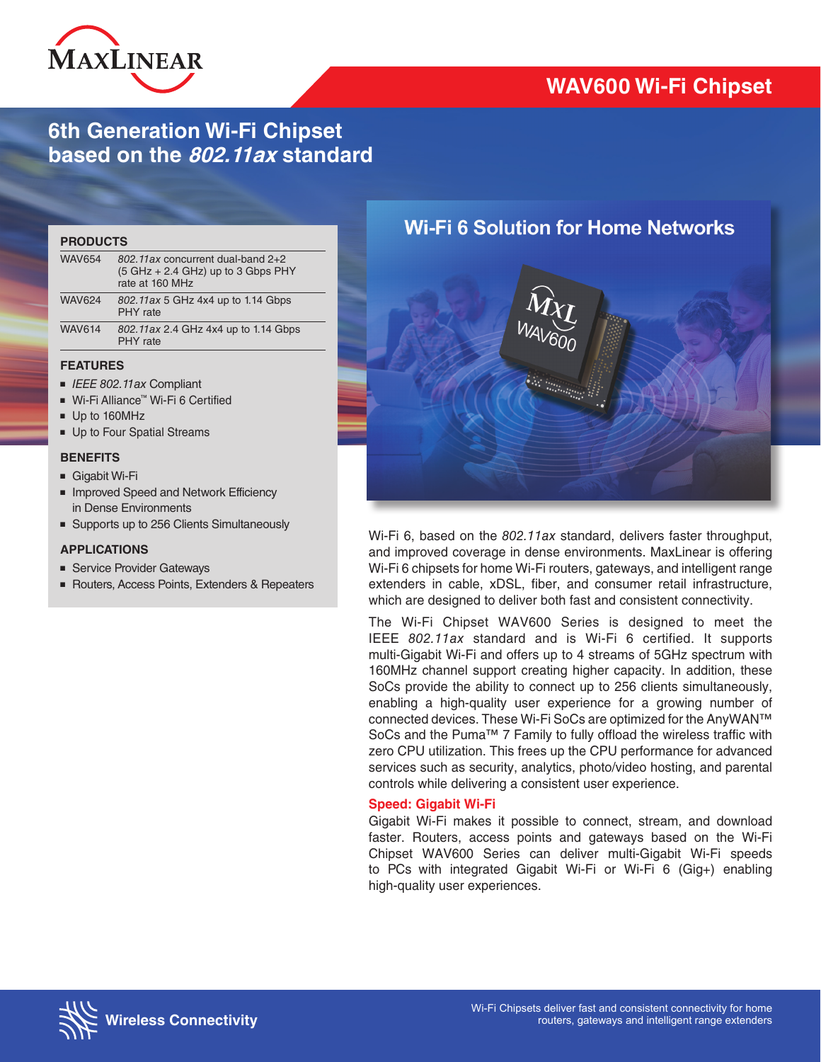# WAV600 Wi-Fi Chipset

## 6th Generation Wi-Fi Chipset based on the *802.11ax* standard

### PRODUCTS

| | |
|---|---|
| WAV654 | *802.11ax* concurrent dual-band 2+2 (5 GHz + 2.4 GHz) up to 3 Gbps PHY rate at 160 MHz |
| WAV624 | *802.11ax* 5 GHz 4x4 up to 1.14 Gbps PHY rate |
| WAV614 | *802.11ax* 2.4 GHz 4x4 up to 1.14 Gbps PHY rate |

### FEATURES

- *IEEE 802.11ax* Compliant
- Wi-Fi Alliance™ Wi-Fi 6 Certified
- Up to 160MHz
- Up to Four Spatial Streams

### BENEFITS

- Gigabit Wi-Fi
- Improved Speed and Network Efficiency in Dense Environments
- Supports up to 256 Clients Simultaneously

### APPLICATIONS

- Service Provider Gateways
- Routers, Access Points, Extenders & Repeaters

## Wi-Fi 6 Solution for Home Networks

Wi-Fi 6, based on the *802.11ax* standard, delivers faster throughput, and improved coverage in dense environments. MaxLinear is offering Wi-Fi 6 chipsets for home Wi-Fi routers, gateways, and intelligent range extenders in cable, xDSL, fiber, and consumer retail infrastructure, which are designed to deliver both fast and consistent connectivity.

The Wi-Fi Chipset WAV600 Series is designed to meet the IEEE *802.11ax* standard and is Wi-Fi 6 certified. It supports multi-Gigabit Wi-Fi and offers up to 4 streams of 5GHz spectrum with 160MHz channel support creating higher capacity. In addition, these SoCs provide the ability to connect up to 256 clients simultaneously, enabling a high-quality user experience for a growing number of connected devices. These Wi-Fi SoCs are optimized for the AnyWAN™ SoCs and the Puma™ 7 Family to fully offload the wireless traffic with zero CPU utilization. This frees up the CPU performance for advanced services such as security, analytics, photo/video hosting, and parental controls while delivering a consistent user experience.

### Speed: Gigabit Wi-Fi

Gigabit Wi-Fi makes it possible to connect, stream, and download faster. Routers, access points and gateways based on the Wi-Fi Chipset WAV600 Series can deliver multi-Gigabit Wi-Fi speeds to PCs with integrated Gigabit Wi-Fi or Wi-Fi 6 (Gig+) enabling high-quality user experiences.

**Wireless Connectivity**

Wi-Fi Chipsets deliver fast and consistent connectivity for home routers, gateways and intelligent range extenders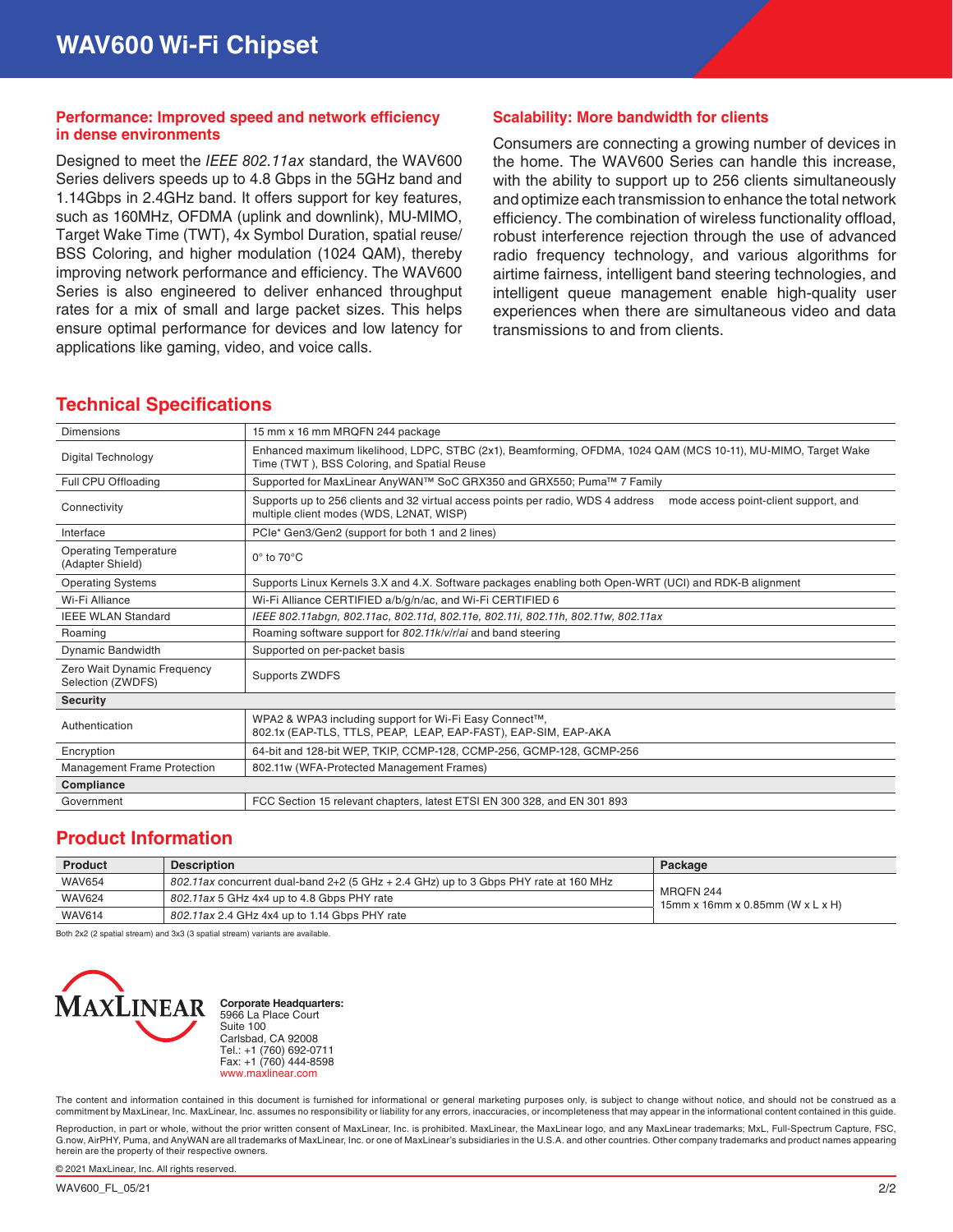# WAV600 Wi-Fi Chipset

## Performance: Improved speed and network efficiency in dense environments

Designed to meet the *IEEE 802.11ax* standard, the WAV600 Series delivers speeds up to 4.8 Gbps in the 5GHz band and 1.14Gbps in 2.4GHz band. It offers support for key features, such as 160MHz, OFDMA (uplink and downlink), MU-MIMO, Target Wake Time (TWT), 4x Symbol Duration, spatial reuse/ BSS Coloring, and higher modulation (1024 QAM), thereby improving network performance and efficiency. The WAV600 Series is also engineered to deliver enhanced throughput rates for a mix of small and large packet sizes. This helps ensure optimal performance for devices and low latency for applications like gaming, video, and voice calls.

## Scalability: More bandwidth for clients

Consumers are connecting a growing number of devices in the home. The WAV600 Series can handle this increase, with the ability to support up to 256 clients simultaneously and optimize each transmission to enhance the total network efficiency. The combination of wireless functionality offload, robust interference rejection through the use of advanced radio frequency technology, and various algorithms for airtime fairness, intelligent band steering technologies, and intelligent queue management enable high-quality user experiences when there are simultaneous video and data transmissions to and from clients.

## Technical Specifications

| | |
|---|---|
| Dimensions | 15 mm x 16 mm MRQFN 244 package |
| Digital Technology | Enhanced maximum likelihood, LDPC, STBC (2x1), Beamforming, OFDMA, 1024 QAM (MCS 10-11), MU-MIMO, Target Wake Time (TWT ), BSS Coloring, and Spatial Reuse |
| Full CPU Offloading | Supported for MaxLinear AnyWAN™ SoC GRX350 and GRX550; Puma™ 7 Family |
| Connectivity | Supports up to 256 clients and 32 virtual access points per radio, WDS 4 address mode access point-client support, and multiple client modes (WDS, L2NAT, WISP) |
| Interface | PCIe* Gen3/Gen2 (support for both 1 and 2 lines) |
| Operating Temperature (Adapter Shield) | 0° to 70°C |
| Operating Systems | Supports Linux Kernels 3.X and 4.X. Software packages enabling both Open-WRT (UCI) and RDK-B alignment |
| Wi-Fi Alliance | Wi-Fi Alliance CERTIFIED a/b/g/n/ac, and Wi-Fi CERTIFIED 6 |
| IEEE WLAN Standard | *IEEE 802.11abgn, 802.11ac, 802.11d, 802.11e, 802.11i, 802.11h, 802.11w, 802.11ax* |
| Roaming | Roaming software support for *802.11k/v/r/ai* and band steering |
| Dynamic Bandwidth | Supported on per-packet basis |
| Zero Wait Dynamic Frequency Selection (ZWDFS) | Supports ZWDFS |
| **Security** | |
| Authentication | WPA2 & WPA3 including support for Wi-Fi Easy Connect™, 802.1x (EAP-TLS, TTLS, PEAP, LEAP, EAP-FAST), EAP-SIM, EAP-AKA |
| Encryption | 64-bit and 128-bit WEP, TKIP, CCMP-128, CCMP-256, GCMP-128, GCMP-256 |
| Management Frame Protection | 802.11w (WFA-Protected Management Frames) |
| **Compliance** | |
| Government | FCC Section 15 relevant chapters, latest ETSI EN 300 328, and EN 301 893 |

## Product Information

| Product | Description | Package |
|---|---|---|
| WAV654 | *802.11ax* concurrent dual-band 2+2 (5 GHz + 2.4 GHz) up to 3 Gbps PHY rate at 160 MHz | MRQFN 244<br>15mm x 16mm x 0.85mm (W x L x H) |
| WAV624 | *802.11ax* 5 GHz 4x4 up to 4.8 Gbps PHY rate | |
| WAV614 | *802.11ax* 2.4 GHz 4x4 up to 1.14 Gbps PHY rate | |

Both 2x2 (2 spatial stream) and 3x3 (3 spatial stream) variants are available.

MAXLINEAR

**Corporate Headquarters:**
5966 La Place Court
Suite 100
Carlsbad, CA 92008
Tel.: +1 (760) 692-0711
Fax: +1 (760) 444-8598
www.maxlinear.com

The content and information contained in this document is furnished for informational or general marketing purposes only, is subject to change without notice, and should not be construed as a commitment by MaxLinear, Inc. MaxLinear, Inc. assumes no responsibility or liability for any errors, inaccuracies, or incompleteness that may appear in the informational content contained in this guide.

Reproduction, in part or whole, without the prior written consent of MaxLinear, Inc. is prohibited. MaxLinear, the MaxLinear logo, and any MaxLinear trademarks; MxL, Full-Spectrum Capture, FSC, G.now, AirPHY, Puma, and AnyWAN are all trademarks of MaxLinear, Inc. or one of MaxLinear's subsidiaries in the U.S.A. and other countries. Other company trademarks and product names appearing herein are the property of their respective owners.

© 2021 MaxLinear, Inc. All rights reserved.

WAV600_FL_05/21